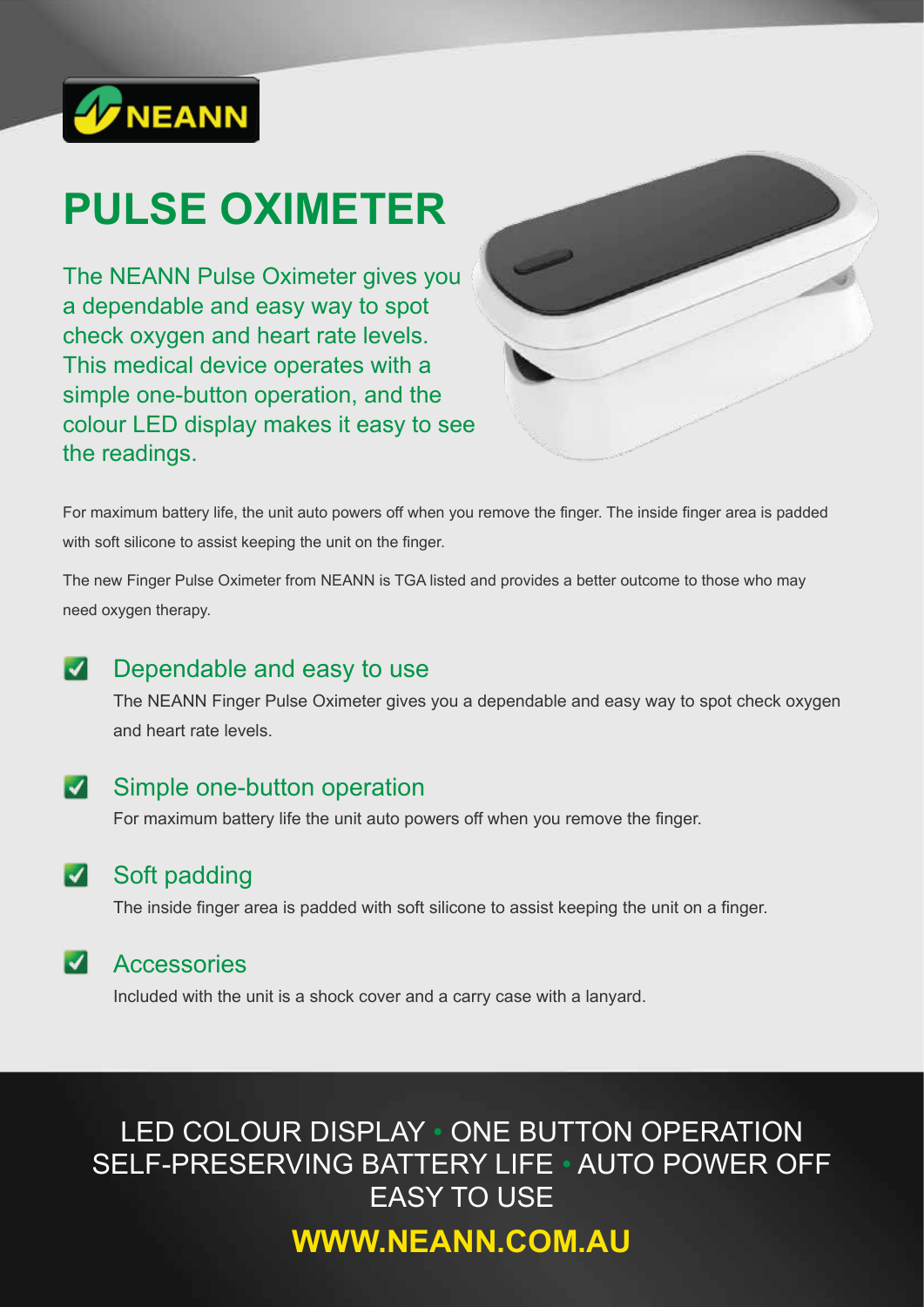NEANN

# PULSE OXIMETER

The NEANN Pulse Oximeter gives you a dependable and easy way to spot check oxygen and heart rate levels. This medical device operates with a simple one-button operation, and the colour LED display makes it easy to see the readings.

For maximum battery life, the unit auto powers off when you remove the finger. The inside finger area is padded with soft silicone to assist keeping the unit on the finger.

The new Finger Pulse Oximeter from NEANN is TGA listed and provides a better outcome to those who may need oxygen therapy.

## ✓ Dependable and easy to use

The NEANN Finger Pulse Oximeter gives you a dependable and easy way to spot check oxygen and heart rate levels.

## ✓ Simple one-button operation

For maximum battery life the unit auto powers off when you remove the finger.

## ✓ Soft padding

The inside finger area is padded with soft silicone to assist keeping the unit on a finger.

## ✓ Accessories

Included with the unit is a shock cover and a carry case with a lanyard.

LED COLOUR DISPLAY • ONE BUTTON OPERATION
SELF-PRESERVING BATTERY LIFE • AUTO POWER OFF
EASY TO USE

**WWW.NEANN.COM.AU**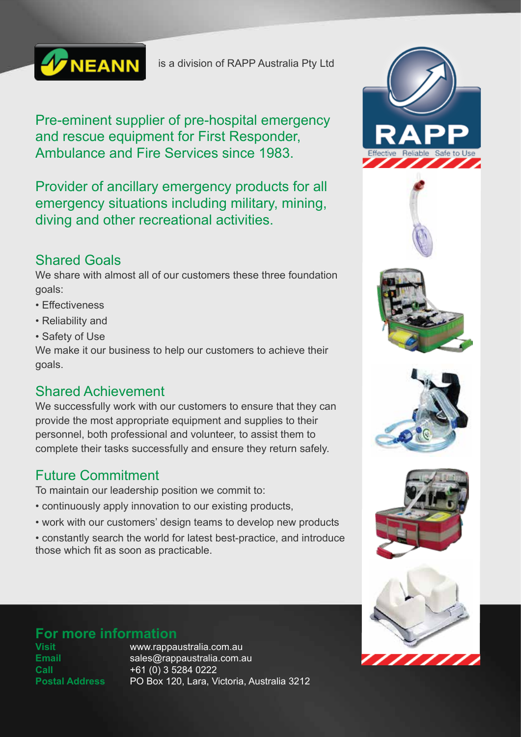NEANN is a division of RAPP Australia Pty Ltd

Pre-eminent supplier of pre-hospital emergency and rescue equipment for First Responder, Ambulance and Fire Services since 1983.

Provider of ancillary emergency products for all emergency situations including military, mining, diving and other recreational activities.

## Shared Goals

We share with almost all of our customers these three foundation goals:

- Effectiveness
- Reliability and
- Safety of Use

We make it our business to help our customers to achieve their goals.

## Shared Achievement

We successfully work with our customers to ensure that they can provide the most appropriate equipment and supplies to their personnel, both professional and volunteer, to assist them to complete their tasks successfully and ensure they return safely.

## Future Commitment

To maintain our leadership position we commit to:

- continuously apply innovation to our existing products,
- work with our customers' design teams to develop new products
- constantly search the world for latest best-practice, and introduce those which fit as soon as practicable.

RAPP
Effective Reliable Safe to Use

## For more information

**Visit** www.rappaustralia.com.au
**Email** sales@rappaustralia.com.au
**Call** +61 (0) 3 5284 0222
**Postal Address** PO Box 120, Lara, Victoria, Australia 3212